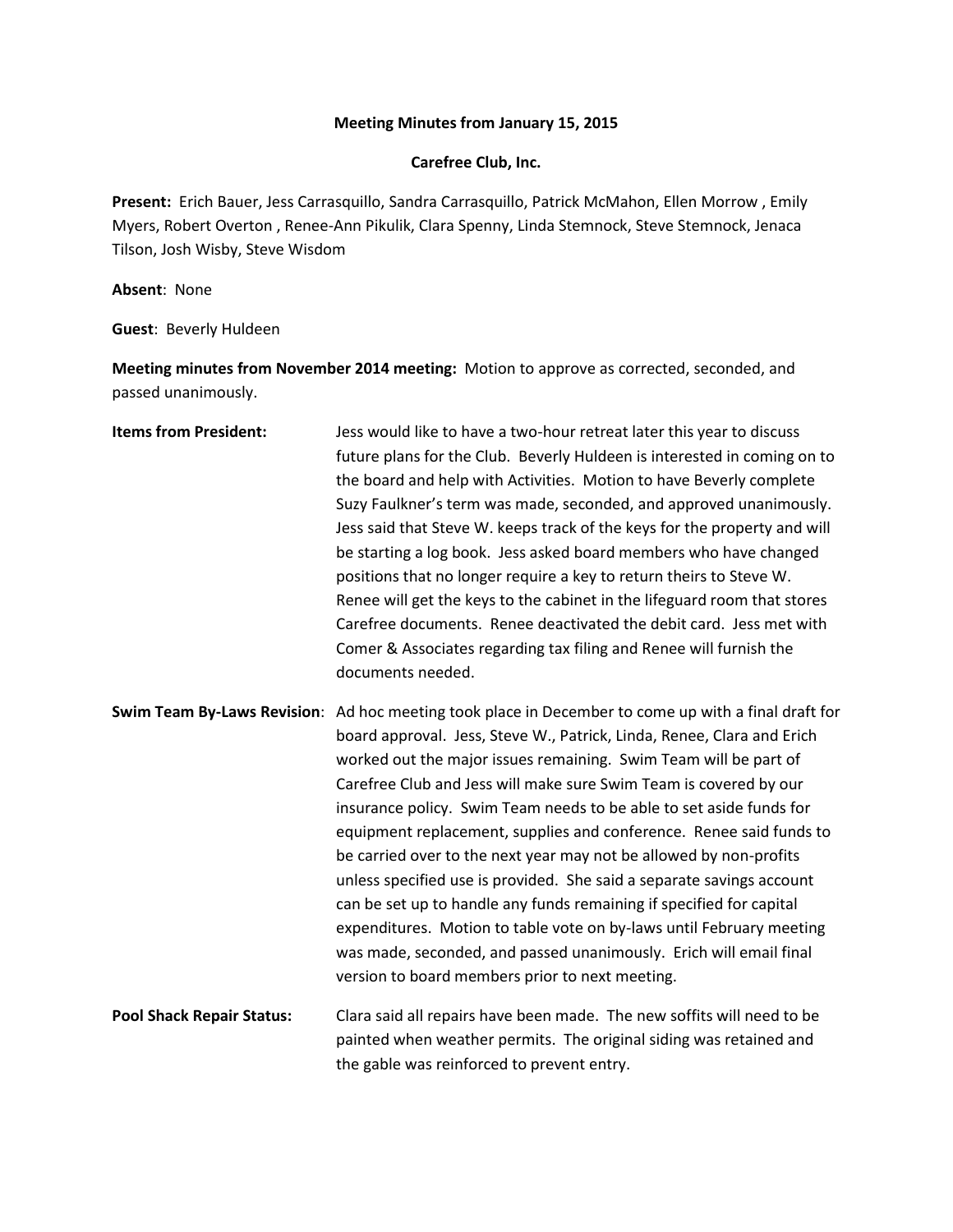**Meeting Minutes from January 15, 2015**

**Carefree Club, Inc.**

**Present:** Erich Bauer, Jess Carrasquillo, Sandra Carrasquillo, Patrick McMahon, Ellen Morrow , Emily Myers, Robert Overton , Renee-Ann Pikulik, Clara Spenny, Linda Stemnock, Steve Stemnock, Jenaca Tilson, Josh Wisby, Steve Wisdom

**Absent**: None

**Guest**: Beverly Huldeen

**Meeting minutes from November 2014 meeting:** Motion to approve as corrected, seconded, and passed unanimously.

**Items from President:** Jess would like to have a two-hour retreat later this year to discuss future plans for the Club. Beverly Huldeen is interested in coming on to the board and help with Activities. Motion to have Beverly complete Suzy Faulkner's term was made, seconded, and approved unanimously. Jess said that Steve W. keeps track of the keys for the property and will be starting a log book. Jess asked board members who have changed positions that no longer require a key to return theirs to Steve W. Renee will get the keys to the cabinet in the lifeguard room that stores Carefree documents. Renee deactivated the debit card. Jess met with Comer & Associates regarding tax filing and Renee will furnish the documents needed.

**Swim Team By-Laws Revision**: Ad hoc meeting took place in December to come up with a final draft for board approval. Jess, Steve W., Patrick, Linda, Renee, Clara and Erich worked out the major issues remaining. Swim Team will be part of Carefree Club and Jess will make sure Swim Team is covered by our insurance policy. Swim Team needs to be able to set aside funds for equipment replacement, supplies and conference. Renee said funds to be carried over to the next year may not be allowed by non-profits unless specified use is provided. She said a separate savings account can be set up to handle any funds remaining if specified for capital expenditures. Motion to table vote on by-laws until February meeting was made, seconded, and passed unanimously. Erich will email final version to board members prior to next meeting.

**Pool Shack Repair Status:** Clara said all repairs have been made. The new soffits will need to be painted when weather permits. The original siding was retained and the gable was reinforced to prevent entry.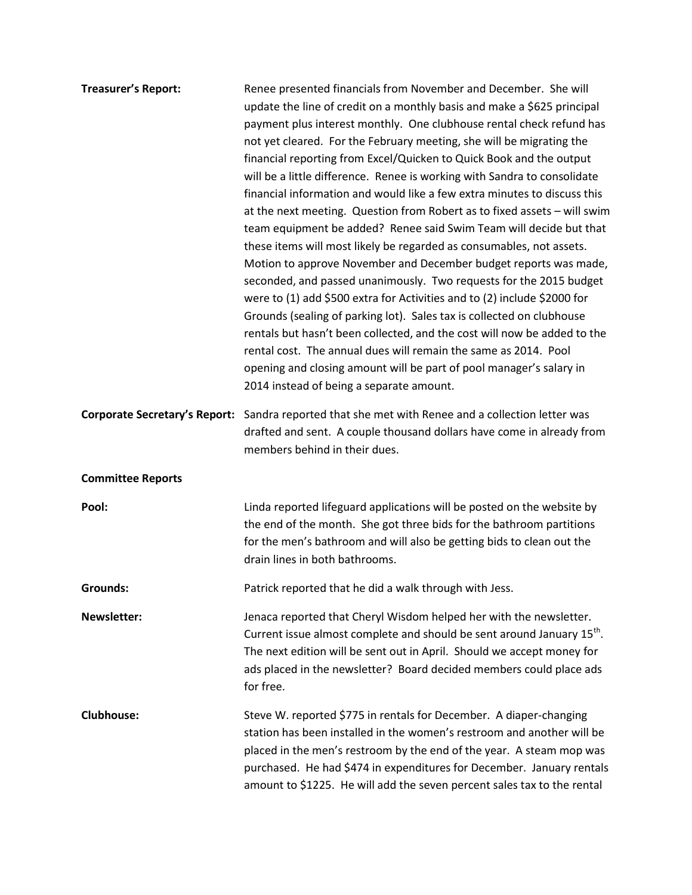**Treasurer's Report:** Renee presented financials from November and December. She will update the line of credit on a monthly basis and make a $625 principal payment plus interest monthly. One clubhouse rental check refund has not yet cleared. For the February meeting, she will be migrating the financial reporting from Excel/Quicken to Quick Book and the output will be a little difference. Renee is working with Sandra to consolidate financial information and would like a few extra minutes to discuss this at the next meeting. Question from Robert as to fixed assets – will swim team equipment be added? Renee said Swim Team will decide but that these items will most likely be regarded as consumables, not assets. Motion to approve November and December budget reports was made, seconded, and passed unanimously. Two requests for the 2015 budget were to (1) add $500 extra for Activities and to (2) include $2000 for Grounds (sealing of parking lot). Sales tax is collected on clubhouse rentals but hasn't been collected, and the cost will now be added to the rental cost. The annual dues will remain the same as 2014. Pool opening and closing amount will be part of pool manager's salary in 2014 instead of being a separate amount.

**Corporate Secretary's Report:** Sandra reported that she met with Renee and a collection letter was drafted and sent. A couple thousand dollars have come in already from members behind in their dues.

**Committee Reports**

**Pool:** Linda reported lifeguard applications will be posted on the website by the end of the month. She got three bids for the bathroom partitions for the men's bathroom and will also be getting bids to clean out the drain lines in both bathrooms.

**Grounds:** Patrick reported that he did a walk through with Jess.

**Newsletter:** Jenaca reported that Cheryl Wisdom helped her with the newsletter. Current issue almost complete and should be sent around January 15th. The next edition will be sent out in April. Should we accept money for ads placed in the newsletter? Board decided members could place ads for free.

**Clubhouse:** Steve W. reported $775 in rentals for December. A diaper-changing station has been installed in the women's restroom and another will be placed in the men's restroom by the end of the year. A steam mop was purchased. He had $474 in expenditures for December. January rentals amount to $1225. He will add the seven percent sales tax to the rental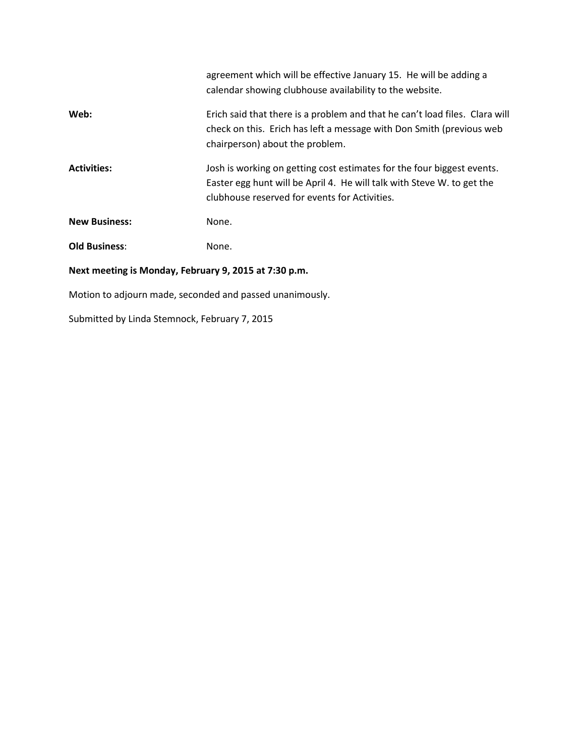agreement which will be effective January 15. He will be adding a calendar showing clubhouse availability to the website.

**Web:** Erich said that there is a problem and that he can't load files. Clara will check on this. Erich has left a message with Don Smith (previous web chairperson) about the problem.

**Activities:** Josh is working on getting cost estimates for the four biggest events. Easter egg hunt will be April 4. He will talk with Steve W. to get the clubhouse reserved for events for Activities.

**New Business:** None.

**Old Business**: None.

**Next meeting is Monday, February 9, 2015 at 7:30 p.m.**

Motion to adjourn made, seconded and passed unanimously.

Submitted by Linda Stemnock, February 7, 2015